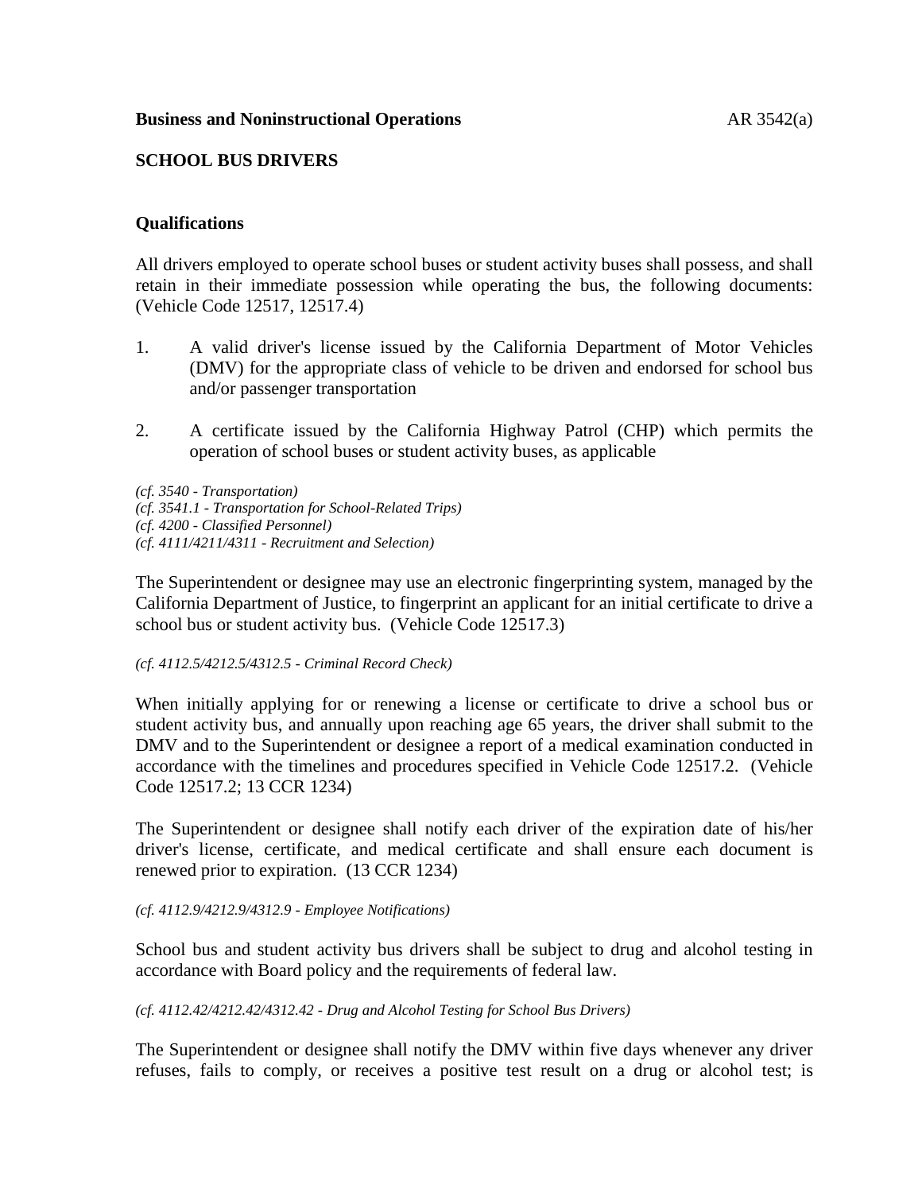**Business and Noninstructional Operations**

## SCHOOL BUS DRIVERS

### Qualifications

All drivers employed to operate school buses or student activity buses shall possess, and shall retain in their immediate possession while operating the bus, the following documents: (Vehicle Code 12517, 12517.4)

1. A valid driver's license issued by the California Department of Motor Vehicles (DMV) for the appropriate class of vehicle to be driven and endorsed for school bus and/or passenger transportation

2. A certificate issued by the California Highway Patrol (CHP) which permits the operation of school buses or student activity buses, as applicable

*(cf. 3540 - Transportation)*
*(cf. 3541.1 - Transportation for School-Related Trips)*
*(cf. 4200 - Classified Personnel)*
*(cf. 4111/4211/4311 - Recruitment and Selection)*

The Superintendent or designee may use an electronic fingerprinting system, managed by the California Department of Justice, to fingerprint an applicant for an initial certificate to drive a school bus or student activity bus. (Vehicle Code 12517.3)

*(cf. 4112.5/4212.5/4312.5 - Criminal Record Check)*

When initially applying for or renewing a license or certificate to drive a school bus or student activity bus, and annually upon reaching age 65 years, the driver shall submit to the DMV and to the Superintendent or designee a report of a medical examination conducted in accordance with the timelines and procedures specified in Vehicle Code 12517.2. (Vehicle Code 12517.2; 13 CCR 1234)

The Superintendent or designee shall notify each driver of the expiration date of his/her driver's license, certificate, and medical certificate and shall ensure each document is renewed prior to expiration. (13 CCR 1234)

*(cf. 4112.9/4212.9/4312.9 - Employee Notifications)*

School bus and student activity bus drivers shall be subject to drug and alcohol testing in accordance with Board policy and the requirements of federal law.

*(cf. 4112.42/4212.42/4312.42 - Drug and Alcohol Testing for School Bus Drivers)*

The Superintendent or designee shall notify the DMV within five days whenever any driver refuses, fails to comply, or receives a positive test result on a drug or alcohol test; is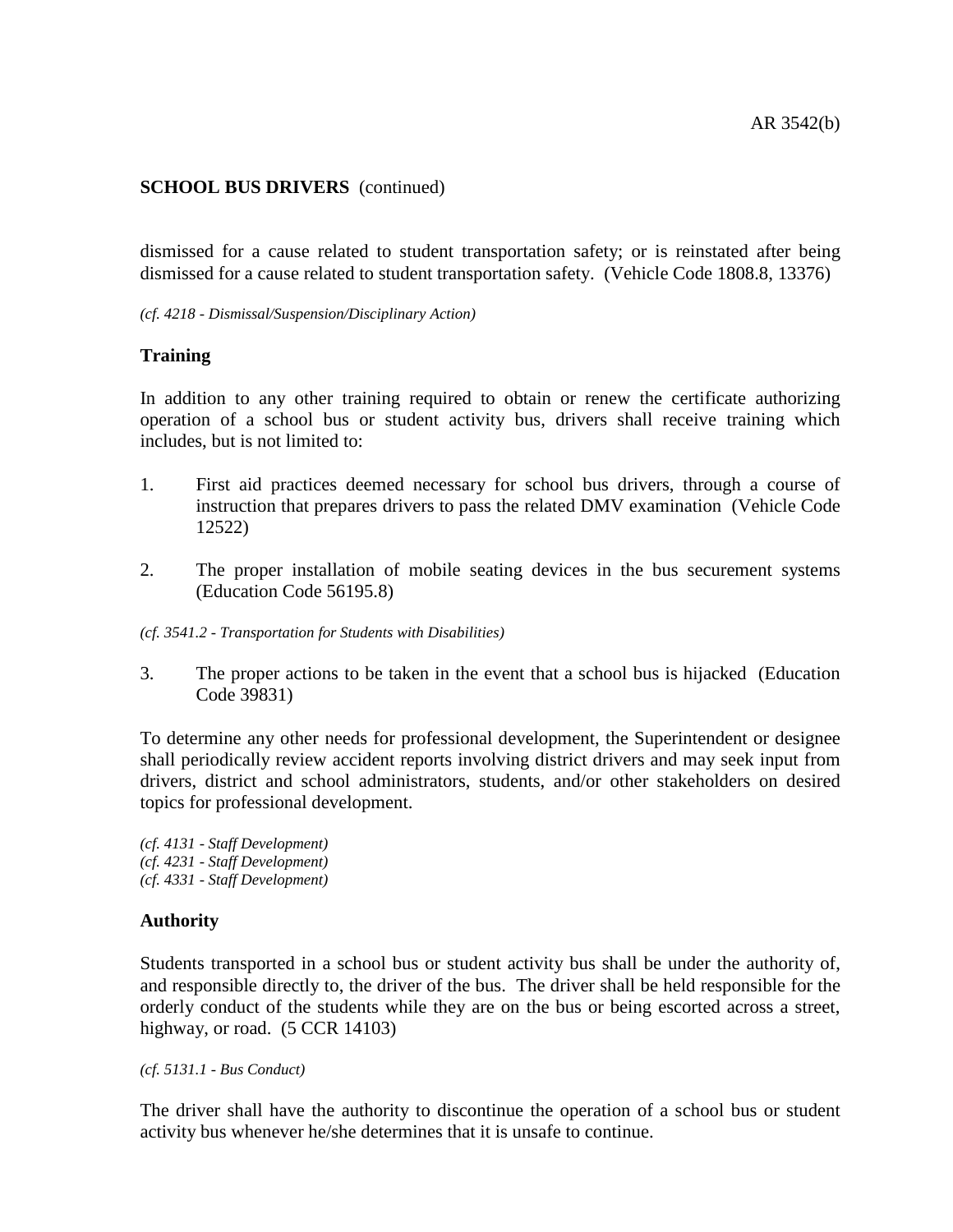**SCHOOL BUS DRIVERS** (continued)

dismissed for a cause related to student transportation safety; or is reinstated after being dismissed for a cause related to student transportation safety. (Vehicle Code 1808.8, 13376)

*(cf. 4218 - Dismissal/Suspension/Disciplinary Action)*

**Training**

In addition to any other training required to obtain or renew the certificate authorizing operation of a school bus or student activity bus, drivers shall receive training which includes, but is not limited to:

1. First aid practices deemed necessary for school bus drivers, through a course of instruction that prepares drivers to pass the related DMV examination (Vehicle Code 12522)

2. The proper installation of mobile seating devices in the bus securement systems (Education Code 56195.8)

*(cf. 3541.2 - Transportation for Students with Disabilities)*

3. The proper actions to be taken in the event that a school bus is hijacked (Education Code 39831)

To determine any other needs for professional development, the Superintendent or designee shall periodically review accident reports involving district drivers and may seek input from drivers, district and school administrators, students, and/or other stakeholders on desired topics for professional development.

*(cf. 4131 - Staff Development)*
*(cf. 4231 - Staff Development)*
*(cf. 4331 - Staff Development)*

**Authority**

Students transported in a school bus or student activity bus shall be under the authority of, and responsible directly to, the driver of the bus. The driver shall be held responsible for the orderly conduct of the students while they are on the bus or being escorted across a street, highway, or road. (5 CCR 14103)

*(cf. 5131.1 - Bus Conduct)*

The driver shall have the authority to discontinue the operation of a school bus or student activity bus whenever he/she determines that it is unsafe to continue.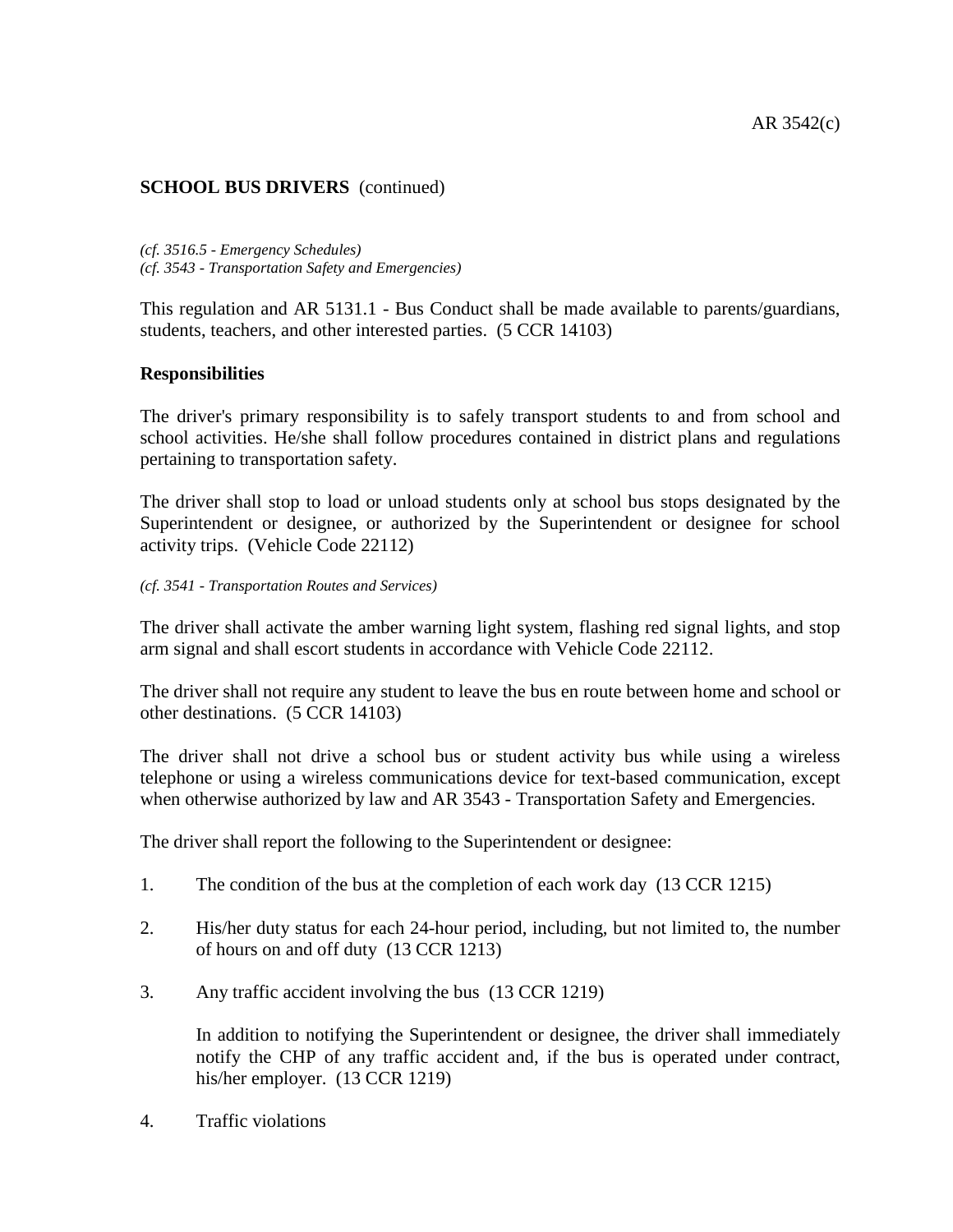*(cf. 3516.5 - Emergency Schedules)*
*(cf. 3543 - Transportation Safety and Emergencies)*

This regulation and AR 5131.1 - Bus Conduct shall be made available to parents/guardians, students, teachers, and other interested parties. (5 CCR 14103)

**Responsibilities**

The driver's primary responsibility is to safely transport students to and from school and school activities. He/she shall follow procedures contained in district plans and regulations pertaining to transportation safety.

The driver shall stop to load or unload students only at school bus stops designated by the Superintendent or designee, or authorized by the Superintendent or designee for school activity trips. (Vehicle Code 22112)

*(cf. 3541 - Transportation Routes and Services)*

The driver shall activate the amber warning light system, flashing red signal lights, and stop arm signal and shall escort students in accordance with Vehicle Code 22112.

The driver shall not require any student to leave the bus en route between home and school or other destinations. (5 CCR 14103)

The driver shall not drive a school bus or student activity bus while using a wireless telephone or using a wireless communications device for text-based communication, except when otherwise authorized by law and AR 3543 - Transportation Safety and Emergencies.

The driver shall report the following to the Superintendent or designee:

1. The condition of the bus at the completion of each work day (13 CCR 1215)

2. His/her duty status for each 24-hour period, including, but not limited to, the number of hours on and off duty (13 CCR 1213)

3. Any traffic accident involving the bus (13 CCR 1219)

   In addition to notifying the Superintendent or designee, the driver shall immediately notify the CHP of any traffic accident and, if the bus is operated under contract, his/her employer. (13 CCR 1219)

4. Traffic violations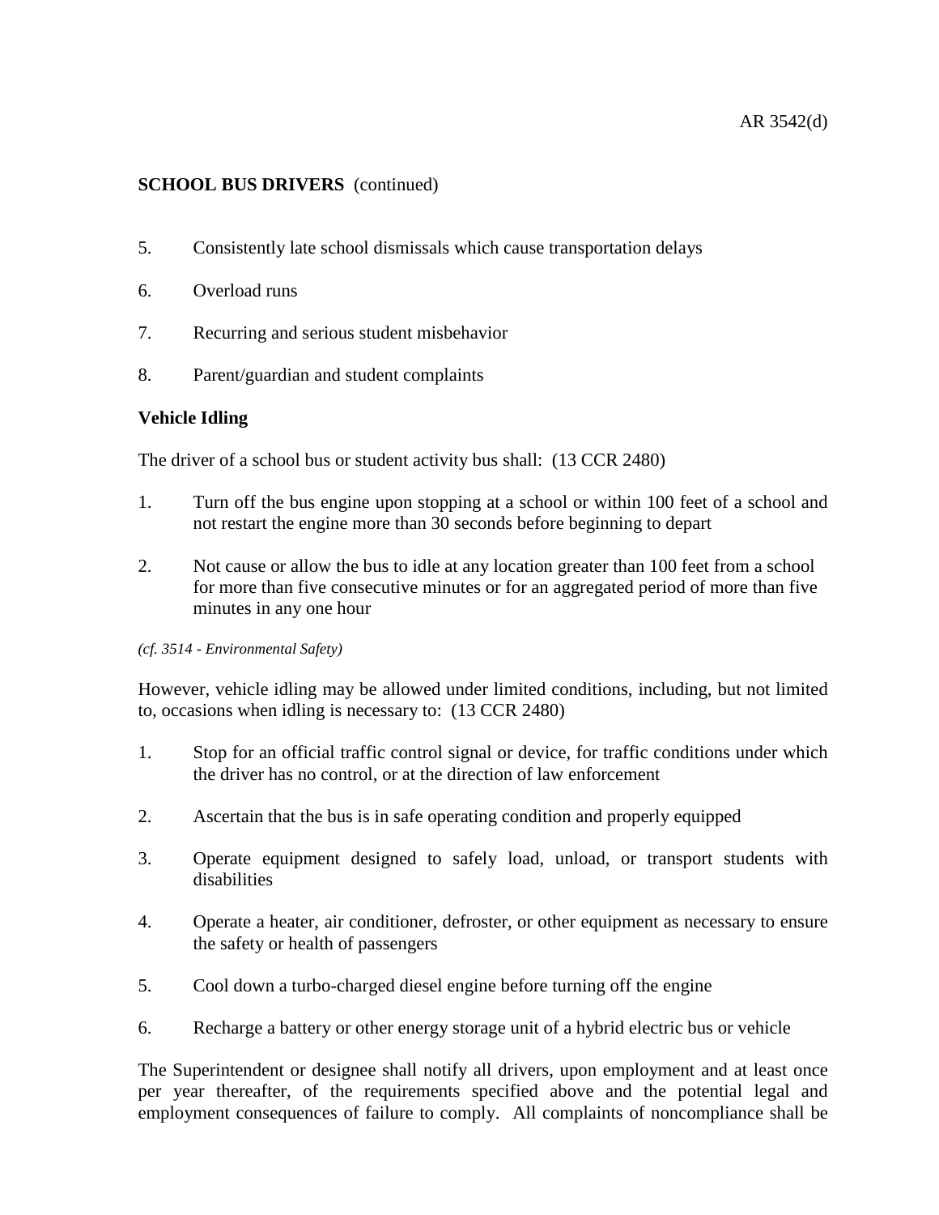**SCHOOL BUS DRIVERS** (continued)

5. Consistently late school dismissals which cause transportation delays
6. Overload runs
7. Recurring and serious student misbehavior
8. Parent/guardian and student complaints

**Vehicle Idling**

The driver of a school bus or student activity bus shall: (13 CCR 2480)

1. Turn off the bus engine upon stopping at a school or within 100 feet of a school and not restart the engine more than 30 seconds before beginning to depart
2. Not cause or allow the bus to idle at any location greater than 100 feet from a school for more than five consecutive minutes or for an aggregated period of more than five minutes in any one hour

*(cf. 3514 - Environmental Safety)*

However, vehicle idling may be allowed under limited conditions, including, but not limited to, occasions when idling is necessary to: (13 CCR 2480)

1. Stop for an official traffic control signal or device, for traffic conditions under which the driver has no control, or at the direction of law enforcement
2. Ascertain that the bus is in safe operating condition and properly equipped
3. Operate equipment designed to safely load, unload, or transport students with disabilities
4. Operate a heater, air conditioner, defroster, or other equipment as necessary to ensure the safety or health of passengers
5. Cool down a turbo-charged diesel engine before turning off the engine
6. Recharge a battery or other energy storage unit of a hybrid electric bus or vehicle

The Superintendent or designee shall notify all drivers, upon employment and at least once per year thereafter, of the requirements specified above and the potential legal and employment consequences of failure to comply. All complaints of noncompliance shall be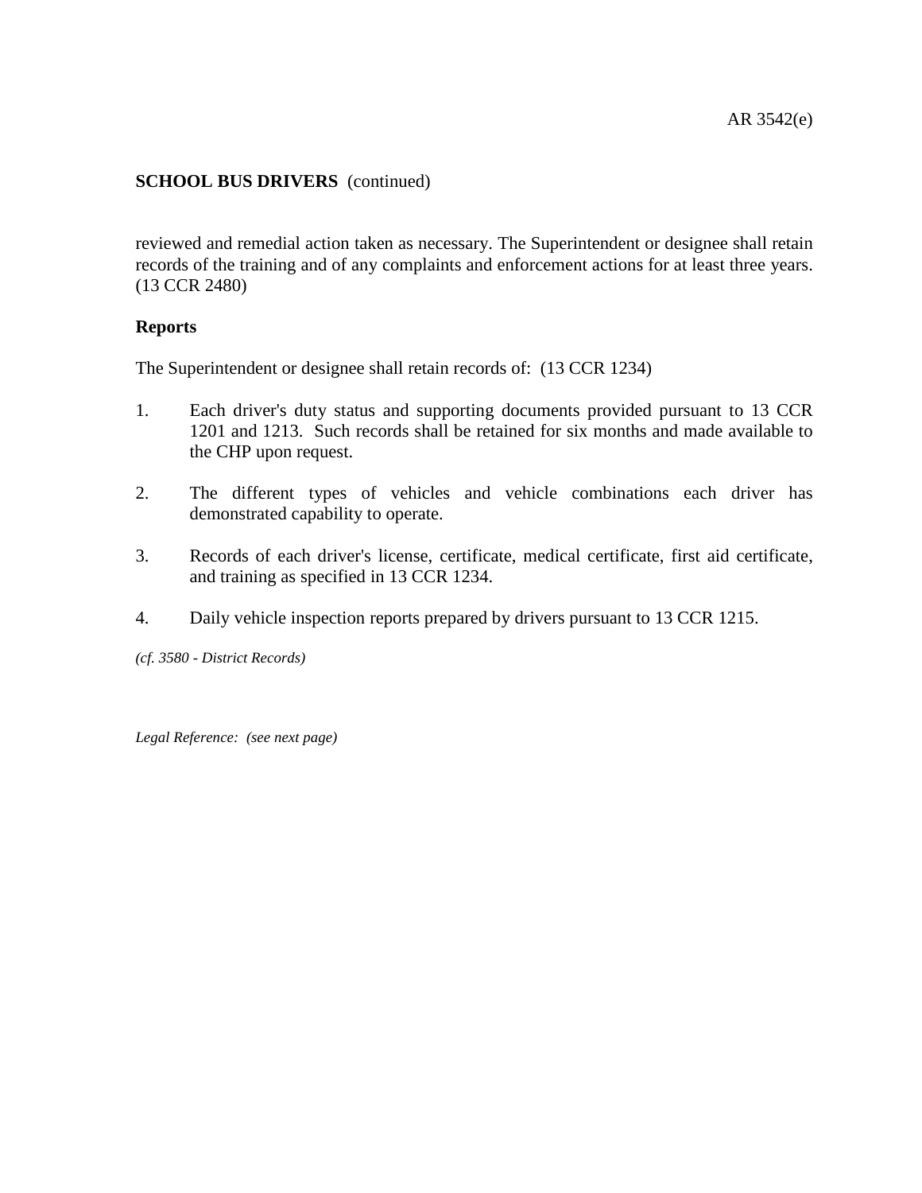reviewed and remedial action taken as necessary. The Superintendent or designee shall retain records of the training and of any complaints and enforcement actions for at least three years. (13 CCR 2480)

**Reports**

The Superintendent or designee shall retain records of: (13 CCR 1234)

1. Each driver's duty status and supporting documents provided pursuant to 13 CCR 1201 and 1213. Such records shall be retained for six months and made available to the CHP upon request.

2. The different types of vehicles and vehicle combinations each driver has demonstrated capability to operate.

3. Records of each driver's license, certificate, medical certificate, first aid certificate, and training as specified in 13 CCR 1234.

4. Daily vehicle inspection reports prepared by drivers pursuant to 13 CCR 1215.

*(cf. 3580 - District Records)*

*Legal Reference: (see next page)*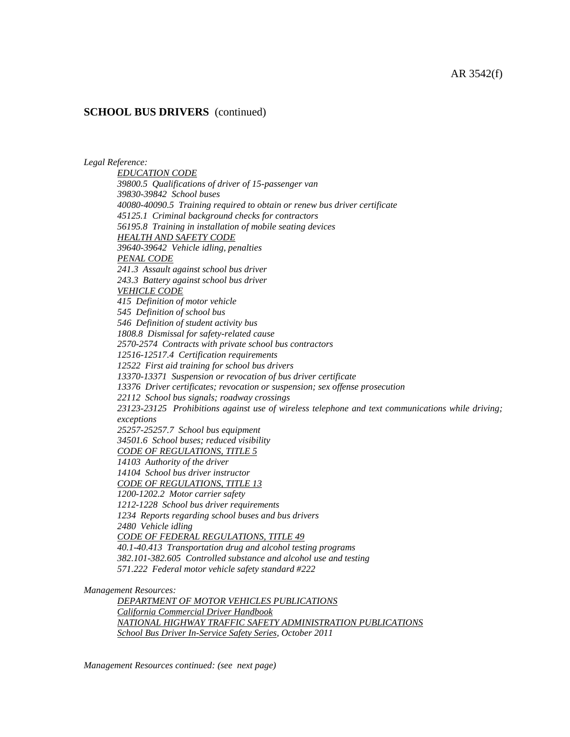## SCHOOL BUS DRIVERS (continued)

*Legal Reference:*

*EDUCATION CODE*
*39800.5 Qualifications of driver of 15-passenger van*
*39830-39842 School buses*
*40080-40090.5 Training required to obtain or renew bus driver certificate*
*45125.1 Criminal background checks for contractors*
*56195.8 Training in installation of mobile seating devices*
*HEALTH AND SAFETY CODE*
*39640-39642 Vehicle idling, penalties*
*PENAL CODE*
*241.3 Assault against school bus driver*
*243.3 Battery against school bus driver*
*VEHICLE CODE*
*415 Definition of motor vehicle*
*545 Definition of school bus*
*546 Definition of student activity bus*
*1808.8 Dismissal for safety-related cause*
*2570-2574 Contracts with private school bus contractors*
*12516-12517.4 Certification requirements*
*12522 First aid training for school bus drivers*
*13370-13371 Suspension or revocation of bus driver certificate*
*13376 Driver certificates; revocation or suspension; sex offense prosecution*
*22112 School bus signals; roadway crossings*
*23123-23125 Prohibitions against use of wireless telephone and text communications while driving; exceptions*
*25257-25257.7 School bus equipment*
*34501.6 School buses; reduced visibility*
*CODE OF REGULATIONS, TITLE 5*
*14103 Authority of the driver*
*14104 School bus driver instructor*
*CODE OF REGULATIONS, TITLE 13*
*1200-1202.2 Motor carrier safety*
*1212-1228 School bus driver requirements*
*1234 Reports regarding school buses and bus drivers*
*2480 Vehicle idling*
*CODE OF FEDERAL REGULATIONS, TITLE 49*
*40.1-40.413 Transportation drug and alcohol testing programs*
*382.101-382.605 Controlled substance and alcohol use and testing*
*571.222 Federal motor vehicle safety standard #222*

*Management Resources:*

*DEPARTMENT OF MOTOR VEHICLES PUBLICATIONS*
*California Commercial Driver Handbook*
*NATIONAL HIGHWAY TRAFFIC SAFETY ADMINISTRATION PUBLICATIONS*
*School Bus Driver In-Service Safety Series, October 2011*

*Management Resources continued: (see next page)*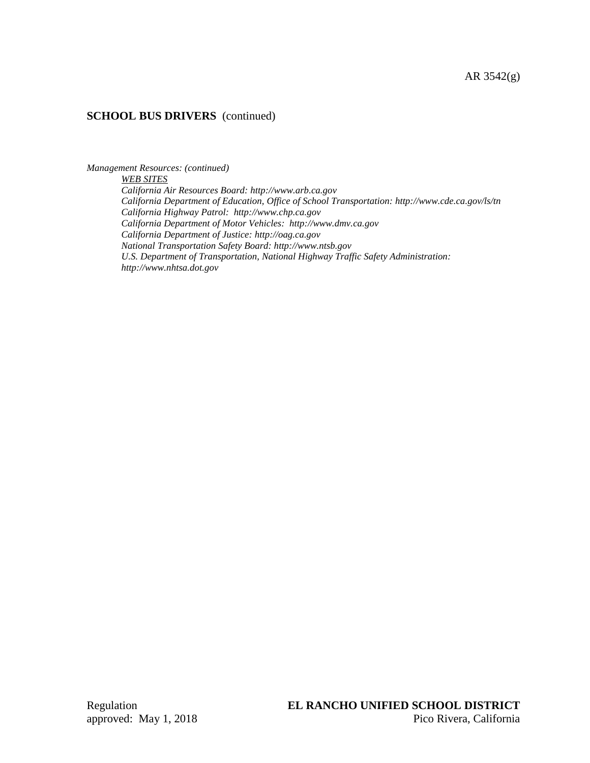*Management Resources: (continued)*

*WEB SITES*

*California Air Resources Board: http://www.arb.ca.gov*
*California Department of Education, Office of School Transportation: http://www.cde.ca.gov/ls/tn*
*California Highway Patrol: http://www.chp.ca.gov*
*California Department of Motor Vehicles: http://www.dmv.ca.gov*
*California Department of Justice: http://oag.ca.gov*
*National Transportation Safety Board: http://www.ntsb.gov*
*U.S. Department of Transportation, National Highway Traffic Safety Administration: http://www.nhtsa.dot.gov*

Regulation
approved: May 1, 2018

**EL RANCHO UNIFIED SCHOOL DISTRICT**
Pico Rivera, California